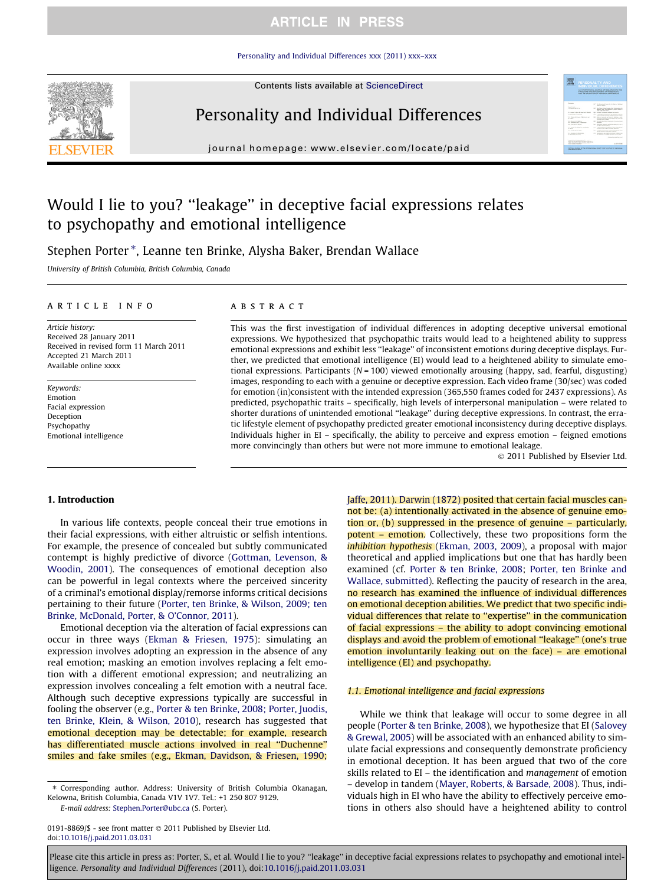# Would I lie to you? "leakage" in deceptive facial expressions relates to psychopathy and emotional intelligence

Stephen Porter *, Leanne ten Brinke, Alysha Baker, Brendan Wallace

*University of British Columbia, British Columbia, Canada*

## ARTICLE INFO

*Article history:*
Received 28 January 2011
Received in revised form 11 March 2011
Accepted 21 March 2011
Available online xxxx

*Keywords:*
Emotion
Facial expression
Deception
Psychopathy
Emotional intelligence

## ABSTRACT

This was the first investigation of individual differences in adopting deceptive universal emotional expressions. We hypothesized that psychopathic traits would lead to a heightened ability to suppress emotional expressions and exhibit less "leakage" of inconsistent emotions during deceptive displays. Further, we predicted that emotional intelligence (EI) would lead to a heightened ability to simulate emotional expressions. Participants ($N = 100$) viewed emotionally arousing (happy, sad, fearful, disgusting) images, responding to each with a genuine or deceptive expression. Each video frame (30/sec) was coded for emotion (in)consistent with the intended expression (365,550 frames coded for 2437 expressions). As predicted, psychopathic traits – specifically, high levels of interpersonal manipulation – were related to shorter durations of unintended emotional "leakage" during deceptive expressions. In contrast, the erratic lifestyle element of psychopathy predicted greater emotional inconsistency during deceptive displays. Individuals higher in EI – specifically, the ability to perceive and express emotion – feigned emotions more convincingly than others but were not more immune to emotional leakage.

© 2011 Published by Elsevier Ltd.

## 1. Introduction

In various life contexts, people conceal their true emotions in their facial expressions, with either altruistic or selfish intentions. For example, the presence of concealed but subtly communicated contempt is highly predictive of divorce (Gottman, Levenson, & Woodin, 2001). The consequences of emotional deception also can be powerful in legal contexts where the perceived sincerity of a criminal's emotional display/remorse informs critical decisions pertaining to their future (Porter, ten Brinke, & Wilson, 2009; ten Brinke, McDonald, Porter, & O'Connor, 2011).

Emotional deception via the alteration of facial expressions can occur in three ways (Ekman & Friesen, 1975): simulating an expression involves adopting an expression in the absence of any real emotion; masking an emotion involves replacing a felt emotion with a different emotional expression; and neutralizing an expression involves concealing a felt emotion with a neutral face. Although such deceptive expressions typically are successful in fooling the observer (e.g., Porter & ten Brinke, 2008; Porter, Juodis, ten Brinke, Klein, & Wilson, 2010), research has suggested that emotional deception may be detectable; for example, research has differentiated muscle actions involved in real "Duchenne" smiles and fake smiles (e.g., Ekman, Davidson, & Friesen, 1990; Jaffe, 2011). Darwin (1872) posited that certain facial muscles cannot be: (a) intentionally activated in the absence of genuine emotion or, (b) suppressed in the presence of genuine – particularly, potent – emotion. Collectively, these two propositions form the *inhibition hypothesis* (Ekman, 2003, 2009), a proposal with major theoretical and applied implications but one that has hardly been examined (cf. Porter & ten Brinke, 2008; Porter, ten Brinke and Wallace, submitted). Reflecting the paucity of research in the area, no research has examined the influence of individual differences on emotional deception abilities. We predict that two specific individual differences that relate to "expertise" in the communication of facial expressions – the ability to adopt convincing emotional displays and avoid the problem of emotional "leakage" (one's true emotion involuntarily leaking out on the face) – are emotional intelligence (EI) and psychopathy.

### 1.1. Emotional intelligence and facial expressions

While we think that leakage will occur to some degree in all people (Porter & ten Brinke, 2008), we hypothesize that EI (Salovey & Grewal, 2005) will be associated with an enhanced ability to simulate facial expressions and consequently demonstrate proficiency in emotional deception. It has been argued that two of the core skills related to EI – the identification and *management* of emotion – develop in tandem (Mayer, Roberts, & Barsade, 2008). Thus, individuals high in EI who have the ability to effectively perceive emotions in others also should have a heightened ability to control

\* Corresponding author. Address: University of British Columbia Okanagan, Kelowna, British Columbia, Canada V1V 1V7. Tel.: +1 250 807 9129.
*E-mail address:* Stephen.Porter@ubc.ca (S. Porter).

0191-8869/$ - see front matter © 2011 Published by Elsevier Ltd.
doi:10.1016/j.paid.2011.03.031

Please cite this article in press as: Porter, S., et al. Would I lie to you? "leakage" in deceptive facial expressions relates to psychopathy and emotional intelligence. *Personality and Individual Differences* (2011), doi:10.1016/j.paid.2011.03.031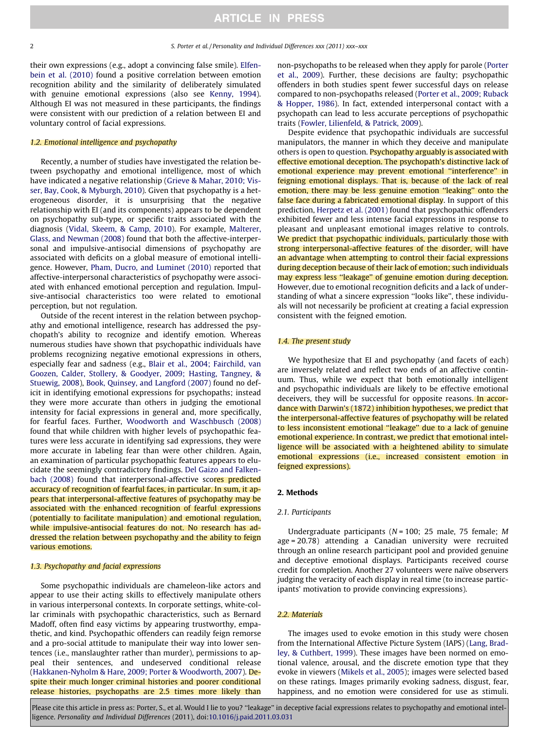their own expressions (e.g., adopt a convincing false smile). Elfenbein et al. (2010) found a positive correlation between emotion recognition ability and the similarity of deliberately simulated with genuine emotional expressions (also see Kenny, 1994). Although EI was not measured in these participants, the findings were consistent with our prediction of a relation between EI and voluntary control of facial expressions.

### 1.2. Emotional intelligence and psychopathy

Recently, a number of studies have investigated the relation between psychopathy and emotional intelligence, most of which have indicated a negative relationship (Grieve & Mahar, 2010; Visser, Bay, Cook, & Myburgh, 2010). Given that psychopathy is a heterogeneous disorder, it is unsurprising that the negative relationship with EI (and its components) appears to be dependent on psychopathy sub-type, or specific traits associated with the diagnosis (Vidal, Skeem, & Camp, 2010). For example, Malterer, Glass, and Newman (2008) found that both the affective-interpersonal and impulsive-antisocial dimensions of psychopathy are associated with deficits on a global measure of emotional intelligence. However, Pham, Ducro, and Luminet (2010) reported that affective-interpersonal characteristics of psychopathy were associated with enhanced emotional perception and regulation. Impulsive-antisocial characteristics too were related to emotional perception, but not regulation.

Outside of the recent interest in the relation between psychopathy and emotional intelligence, research has addressed the psychopath's ability to recognize and identify emotion. Whereas numerous studies have shown that psychopathic individuals have problems recognizing negative emotional expressions in others, especially fear and sadness (e.g., Blair et al., 2004; Fairchild, van Goozen, Calder, Stollery, & Goodyer, 2009; Hasting, Tangney, & Stuewig, 2008), Book, Quinsey, and Langford (2007) found no deficit in identifying emotional expressions for psychopaths; instead they were more accurate than others in judging the emotional intensity for facial expressions in general and, more specifically, for fearful faces. Further, Woodworth and Waschbusch (2008) found that while children with higher levels of psychopathic features were less accurate in identifying sad expressions, they were more accurate in labeling fear than were other children. Again, an examination of particular psychopathic features appears to elucidate the seemingly contradictory findings. Del Gaizo and Falkenbach (2008) found that interpersonal-affective scores predicted accuracy of recognition of fearful faces, in particular. In sum, it appears that interpersonal-affective features of psychopathy may be associated with the enhanced recognition of fearful expressions (potentially to facilitate manipulation) and emotional regulation, while impulsive-antisocial features do not. No research has addressed the relation between psychopathy and the ability to feign various emotions.

### 1.3. Psychopathy and facial expressions

Some psychopathic individuals are chameleon-like actors and appear to use their acting skills to effectively manipulate others in various interpersonal contexts. In corporate settings, white-collar criminals with psychopathic characteristics, such as Bernard Madoff, often find easy victims by appearing trustworthy, empathetic, and kind. Psychopathic offenders can readily feign remorse and a pro-social attitude to manipulate their way into lower sentences (i.e., manslaughter rather than murder), permissions to appeal their sentences, and undeserved conditional release (Hakkanen-Nyholm & Hare, 2009; Porter & Woodworth, 2007). Despite their much longer criminal histories and poorer conditional release histories, psychopaths are 2.5 times more likely than non-psychopaths to be released when they apply for parole (Porter et al., 2009). Further, these decisions are faulty; psychopathic offenders in both studies spent fewer successful days on release compared to non-psychopaths released (Porter et al., 2009; Ruback & Hopper, 1986). In fact, extended interpersonal contact with a psychopath can lead to less accurate perceptions of psychopathic traits (Fowler, Lilienfeld, & Patrick, 2009).

Despite evidence that psychopathic individuals are successful manipulators, the manner in which they deceive and manipulate others is open to question. Psychopathy arguably is associated with effective emotional deception. The psychopath's distinctive lack of emotional experience may prevent emotional "interference" in feigning emotional displays. That is, because of the lack of real emotion, there may be less genuine emotion "leaking" onto the false face during a fabricated emotional display. In support of this prediction, Herpetz et al. (2001) found that psychopathic offenders exhibited fewer and less intense facial expressions in response to pleasant and unpleasant emotional images relative to controls. We predict that psychopathic individuals, particularly those with strong interpersonal-affective features of the disorder, will have an advantage when attempting to control their facial expressions during deception because of their lack of emotion; such individuals may express less "leakage" of genuine emotion during deception. However, due to emotional recognition deficits and a lack of understanding of what a sincere expression "looks like", these individuals will not necessarily be proficient at creating a facial expression consistent with the feigned emotion.

### 1.4. The present study

We hypothesize that EI and psychopathy (and facets of each) are inversely related and reflect two ends of an affective continuum. Thus, while we expect that both emotionally intelligent and psychopathic individuals are likely to be effective emotional deceivers, they will be successful for opposite reasons. In accordance with Darwin's (1872) inhibition hypotheses, we predict that the interpersonal-affective features of psychopathy will be related to less inconsistent emotional "leakage" due to a lack of genuine emotional experience. In contrast, we predict that emotional intelligence will be associated with a heightened ability to simulate emotional expressions (i.e., increased consistent emotion in feigned expressions).

## 2. Methods

### 2.1. Participants

Undergraduate participants ($N = 100$; 25 male, 75 female; $M$ age = 20.78) attending a Canadian university were recruited through an online research participant pool and provided genuine and deceptive emotional displays. Participants received course credit for completion. Another 27 volunteers were naïve observers judging the veracity of each display in real time (to increase participants' motivation to provide convincing expressions).

### 2.2. Materials

The images used to evoke emotion in this study were chosen from the International Affective Picture System (IAPS) (Lang, Bradley, & Cuthbert, 1999). These images have been normed on emotional valence, arousal, and the discrete emotion type that they evoke in viewers (Mikels et al., 2005); images were selected based on these ratings. Images primarily evoking sadness, disgust, fear, happiness, and no emotion were considered for use as stimuli.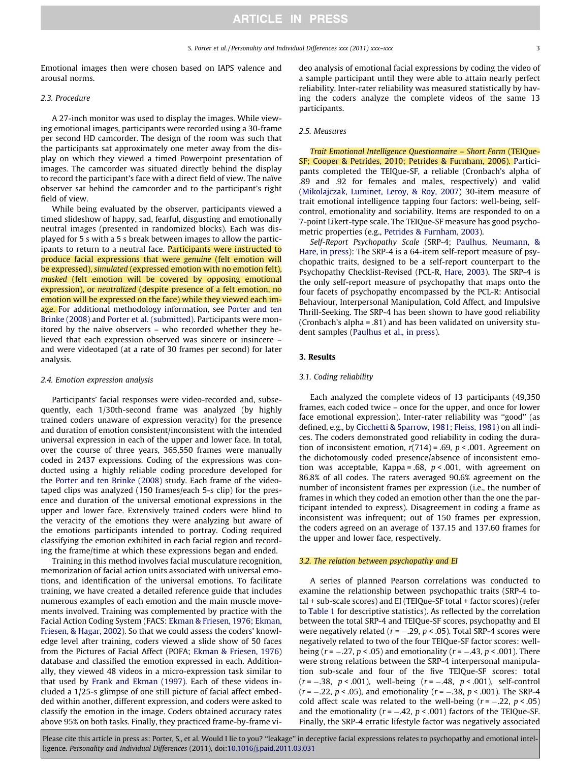Emotional images then were chosen based on IAPS valence and arousal norms.

### 2.3. Procedure

A 27-inch monitor was used to display the images. While viewing emotional images, participants were recorded using a 30-frame per second HD camcorder. The design of the room was such that the participants sat approximately one meter away from the display on which they viewed a timed Powerpoint presentation of images. The camcorder was situated directly behind the display to record the participant's face with a direct field of view. The naïve observer sat behind the camcorder and to the participant's right field of view.

While being evaluated by the observer, participants viewed a timed slideshow of happy, sad, fearful, disgusting and emotionally neutral images (presented in randomized blocks). Each was displayed for 5 s with a 5 s break between images to allow the participants to return to a neutral face. Participants were instructed to produce facial expressions that were *genuine* (felt emotion will be expressed), *simulated* (expressed emotion with no emotion felt), *masked* (felt emotion will be covered by opposing emotional expression), or *neutralized* (despite presence of a felt emotion, no emotion will be expressed on the face) while they viewed each image. For additional methodology information, see Porter and ten Brinke (2008) and Porter et al. (submitted). Participants were monitored by the naïve observers – who recorded whether they believed that each expression observed was sincere or insincere – and were videotaped (at a rate of 30 frames per second) for later analysis.

### 2.4. Emotion expression analysis

Participants' facial responses were video-recorded and, subsequently, each 1/30th-second frame was analyzed (by highly trained coders unaware of expression veracity) for the presence and duration of emotion consistent/inconsistent with the intended universal expression in each of the upper and lower face. In total, over the course of three years, 365,550 frames were manually coded in 2437 expressions. Coding of the expressions was conducted using a highly reliable coding procedure developed for the Porter and ten Brinke (2008) study. Each frame of the videotaped clips was analyzed (150 frames/each 5-s clip) for the presence and duration of the universal emotional expressions in the upper and lower face. Extensively trained coders were blind to the veracity of the emotions they were analyzing but aware of the emotions participants intended to portray. Coding required classifying the emotion exhibited in each facial region and recording the frame/time at which these expressions began and ended.

Training in this method involves facial musculature recognition, memorization of facial action units associated with universal emotions, and identification of the universal emotions. To facilitate training, we have created a detailed reference guide that includes numerous examples of each emotion and the main muscle movements involved. Training was complemented by practice with the Facial Action Coding System (FACS: Ekman & Friesen, 1976; Ekman, Friesen, & Hagar, 2002). So that we could assess the coders' knowledge level after training, coders viewed a slide show of 50 faces from the Pictures of Facial Affect (POFA; Ekman & Friesen, 1976) database and classified the emotion expressed in each. Additionally, they viewed 48 videos in a micro-expression task similar to that used by Frank and Ekman (1997). Each of these videos included a 1/25-s glimpse of one still picture of facial affect embedded within another, different expression, and coders were asked to classify the emotion in the image. Coders obtained accuracy rates above 95% on both tasks. Finally, they practiced frame-by-frame video analysis of emotional facial expressions by coding the video of a sample participant until they were able to attain nearly perfect reliability. Inter-rater reliability was measured statistically by having the coders analyze the complete videos of the same 13 participants.

### 2.5. Measures

*Trait Emotional Intelligence Questionnaire – Short Form* (TEIQue-SF; Cooper & Petrides, 2010; Petrides & Furnham, 2006). Participants completed the TEIQue-SF, a reliable (Cronbach's alpha of .89 and .92 for females and males, respectively) and valid (Mikolajczak, Luminet, Leroy, & Roy, 2007) 30-item measure of trait emotional intelligence tapping four factors: well-being, self-control, emotionality and sociability. Items are responded to on a 7-point Likert-type scale. The TEIQue-SF measure has good psychometric properties (e.g., Petrides & Furnham, 2003).

*Self-Report Psychopathy Scale* (SRP-4; Paulhus, Neumann, & Hare, in press): The SRP-4 is a 64-item self-report measure of psychopathic traits, designed to be a self-report counterpart to the Psychopathy Checklist-Revised (PCL-R, Hare, 2003). The SRP-4 is the only self-report measure of psychopathy that maps onto the four facets of psychopathy encompassed by the PCL-R: Antisocial Behaviour, Interpersonal Manipulation, Cold Affect, and Impulsive Thrill-Seeking. The SRP-4 has been shown to have good reliability (Cronbach's alpha = .81) and has been validated on university student samples (Paulhus et al., in press).

## 3. Results

### 3.1. Coding reliability

Each analyzed the complete videos of 13 participants (49,350 frames, each coded twice – once for the upper, and once for lower face emotional expression). Inter-rater reliability was "good" (as defined, e.g., by Cicchetti & Sparrow, 1981; Fleiss, 1981) on all indices. The coders demonstrated good reliability in coding the duration of inconsistent emotion, $r(714) = .69$, $p < .001$. Agreement on the dichotomously coded presence/absence of inconsistent emotion was acceptable, Kappa = .68, $p < .001$, with agreement on 86.8% of all codes. The raters averaged 90.6% agreement on the number of inconsistent frames per expression (i.e., the number of frames in which they coded an emotion other than the one the participant intended to express). Disagreement in coding a frame as inconsistent was infrequent; out of 150 frames per expression, the coders agreed on an average of 137.15 and 137.60 frames for the upper and lower face, respectively.

### 3.2. The relation between psychopathy and EI

A series of planned Pearson correlations was conducted to examine the relationship between psychopathic traits (SRP-4 total + sub-scale scores) and EI (TEIQue-SF total + factor scores) (refer to Table 1 for descriptive statistics). As reflected by the correlation between the total SRP-4 and TEIQue-SF scores, psychopathy and EI were negatively related ($r = -.29$, $p < .05$). Total SRP-4 scores were negatively related to two of the four TEIQue-SF factor scores: well-being ($r = -.27$, $p < .05$) and emotionality ($r = -.43$, $p < .001$). There were strong relations between the SRP-4 interpersonal manipulation sub-scale and four of the five TEIQue-SF scores: total ($r = -.38$, $p < .001$), well-being ($r = -.48$, $p < .001$), self-control ($r = -.22$, $p < .05$), and emotionality ($r = -.38$, $p < .001$). The SRP-4 cold affect scale was related to the well-being ($r = -.22$, $p < .05$) and the emotionality ($r = -.42$, $p < .001$) factors of the TEIQue-SF. Finally, the SRP-4 erratic lifestyle factor was negatively associated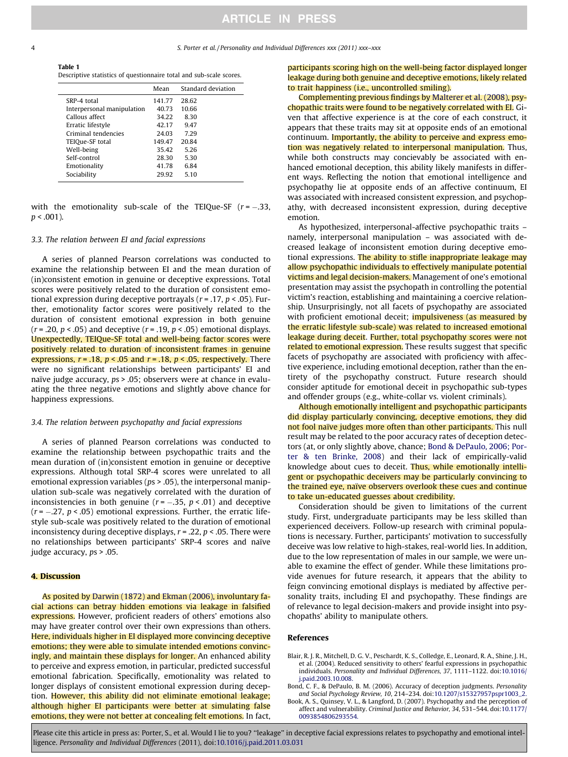**Table 1**
Descriptive statistics of questionnaire total and sub-scale scores.

| | Mean | Standard deviation |
|---|---|---|
| SRP-4 total | 141.77 | 28.62 |
| Interpersonal manipulation | 40.73 | 10.66 |
| Callous affect | 34.22 | 8.30 |
| Erratic lifestyle | 42.17 | 9.47 |
| Criminal tendencies | 24.03 | 7.29 |
| TEIQue-SF total | 149.47 | 20.84 |
| Well-being | 35.42 | 5.26 |
| Self-control | 28.30 | 5.30 |
| Emotionality | 41.78 | 6.84 |
| Sociability | 29.92 | 5.10 |

with the emotionality sub-scale of the TEIQue-SF ($r = -.33$, $p < .001$).

### 3.3. The relation between EI and facial expressions

A series of planned Pearson correlations was conducted to examine the relationship between EI and the mean duration of (in)consistent emotion in genuine or deceptive expressions. Total scores were positively related to the duration of consistent emotional expression during deceptive portrayals ($r = .17$, $p < .05$). Further, emotionality factor scores were positively related to the duration of consistent emotional expression in both genuine ($r = .20$, $p < .05$) and deceptive ($r = .19$, $p < .05$) emotional displays. Unexpectedly, TEIQue-SF total and well-being factor scores were positively related to duration of inconsistent frames in genuine expressions, $r = .18$, $p < .05$ and $r = .18$, $p < .05$, respectively. There were no significant relationships between participants' EI and naïve judge accuracy, $ps > .05$; observers were at chance in evaluating the three negative emotions and slightly above chance for happiness expressions.

### 3.4. The relation between psychopathy and facial expressions

A series of planned Pearson correlations was conducted to examine the relationship between psychopathic traits and the mean duration of (in)consistent emotion in genuine or deceptive expressions. Although total SRP-4 scores were unrelated to all emotional expression variables ($ps > .05$), the interpersonal manipulation sub-scale was negatively correlated with the duration of inconsistencies in both genuine ($r = -.35$, $p < .01$) and deceptive ($r = -.27$, $p < .05$) emotional expressions. Further, the erratic lifestyle sub-scale was positively related to the duration of emotional inconsistency during deceptive displays, $r = .22$, $p < .05$. There were no relationships between participants' SRP-4 scores and naïve judge accuracy, $ps > .05$.

## 4. Discussion

As posited by Darwin (1872) and Ekman (2006), involuntary facial actions can betray hidden emotions via leakage in falsified expressions. However, proficient readers of others' emotions also may have greater control over their own expressions than others. Here, individuals higher in EI displayed more convincing deceptive emotions; they were able to simulate intended emotions convincingly, and maintain these displays for longer. An enhanced ability to perceive and express emotion, in particular, predicted successful emotional fabrication. Specifically, emotionality was related to longer displays of consistent emotional expression during deception. However, this ability did not eliminate emotional leakage; although higher EI participants were better at simulating false emotions, they were not better at concealing felt emotions. In fact, participants scoring high on the well-being factor displayed longer leakage during both genuine and deceptive emotions, likely related to trait happiness (i.e., uncontrolled smiling).

Complementing previous findings by Malterer et al. (2008), psychopathic traits were found to be negatively correlated with EI. Given that affective experience is at the core of each construct, it appears that these traits may sit at opposite ends of an emotional continuum. Importantly, the ability to perceive and express emotion was negatively related to interpersonal manipulation. Thus, while both constructs may concievably be associated with enhanced emotional deception, this ability likely manifests in different ways. Reflecting the notion that emotional intelligence and psychopathy lie at opposite ends of an affective continuum, EI was associated with increased consistent expression, and psychopathy, with decreased inconsistent expression, during deceptive emotion.

As hypothesized, interpersonal-affective psychopathic traits – namely, interpersonal manipulation – was associated with decreased leakage of inconsistent emotion during deceptive emotional expressions. The ability to stifle inappropriate leakage may allow psychopathic individuals to effectively manipulate potential victims and legal decision-makers. Management of one's emotional presentation may assist the psychopath in controlling the potential victim's reaction, establishing and maintaining a coercive relationship. Unsurprisingly, not all facets of psychopathy are associated with proficient emotional deceit; impulsiveness (as measured by the erratic lifestyle sub-scale) was related to increased emotional leakage during deceit. Further, total psychopathy scores were not related to emotional expression. These results suggest that specific facets of psychopathy are associated with proficiency with affective experience, including emotional deception, rather than the entirety of the psychopathy construct. Future research should consider aptitude for emotional deceit in psychopathic sub-types and offender groups (e.g., white-collar vs. violent criminals).

Although emotionally intelligent and psychopathic participants did display particularly convincing, deceptive emotions, they did not fool naïve judges more often than other participants. This null result may be related to the poor accuracy rates of deception detectors (at, or only slightly above, chance; Bond & DePaulo, 2006; Porter & ten Brinke, 2008) and their lack of empirically-valid knowledge about cues to deceit. Thus, while emotionally intelligent or psychopathic deceivers may be particularly convincing to the trained eye, naïve observers overlook these cues and continue to take un-educated guesses about credibility.

Consideration should be given to limitations of the current study. First, undergraduate participants may be less skilled than experienced deceivers. Follow-up research with criminal populations is necessary. Further, participants' motivation to successfully deceive was low relative to high-stakes, real-world lies. In addition, due to the low representation of males in our sample, we were unable to examine the effect of gender. While these limitations provide avenues for future research, it appears that the ability to feign convincing emotional displays is mediated by affective personality traits, including EI and psychopathy. These findings are of relevance to legal decision-makers and provide insight into psychopaths' ability to manipulate others.

## References

Blair, R. J. R., Mitchell, D. G. V., Peschardt, K. S., Colledge, E., Leonard, R. A., Shine, J. H., et al. (2004). Reduced sensitivity to others' fearful expressions in psychopathic individuals. *Personality and Individual Differences, 37*, 1111–1122. doi:10.1016/j.paid.2003.10.008.

Bond, C. F., & DePaulo, B. M. (2006). Accuracy of deception judgments. *Personality and Social Psychology Review, 10*, 214–234. doi:10.1207/s15327957pspr1003_2.

Book, A. S., Quinsey, V. L., & Langford, D. (2007). Psychopathy and the perception of affect and vulnerability. *Criminal Justice and Behavior, 34*, 531–544. doi:10.1177/0093854806293554.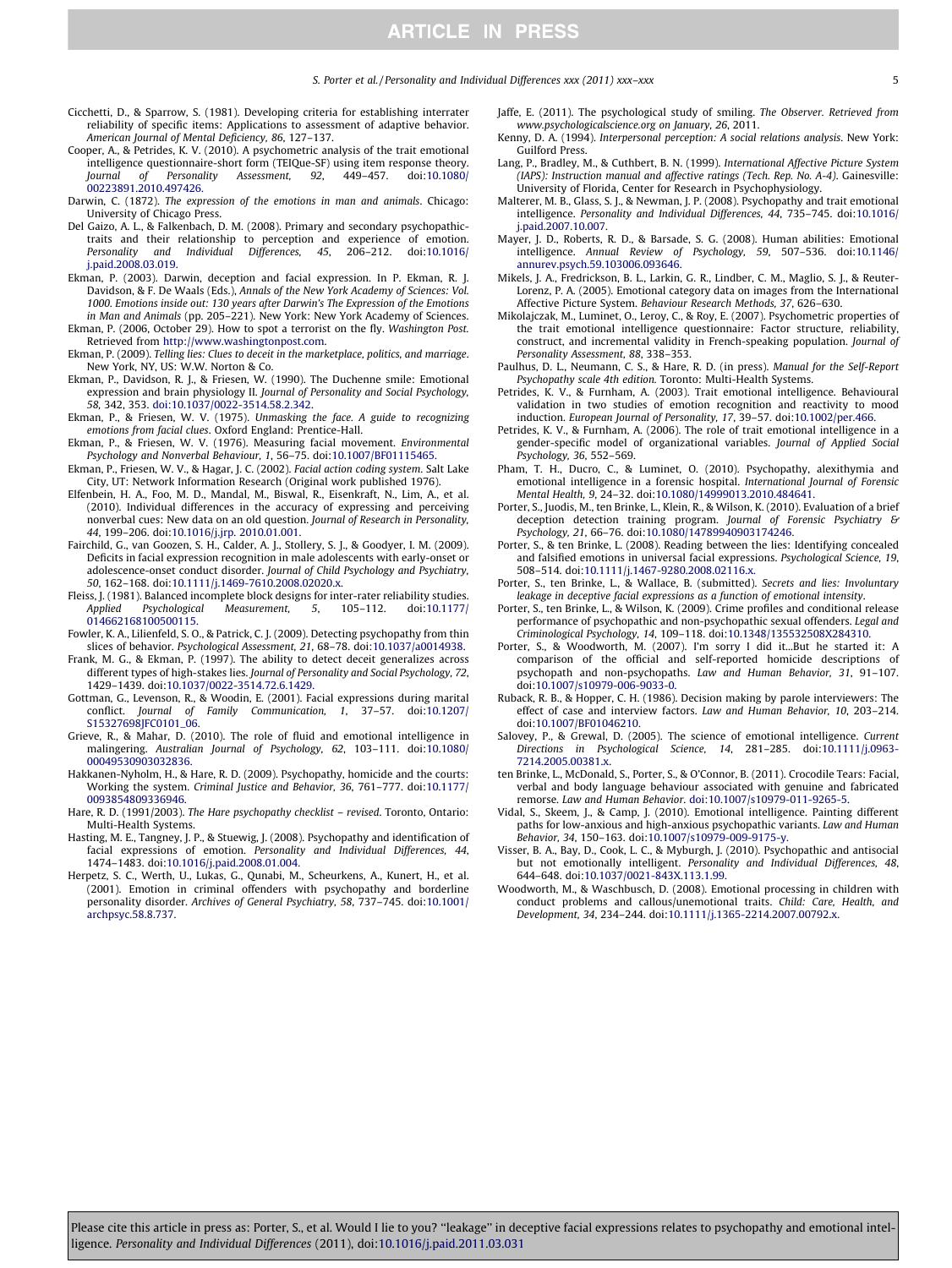Cicchetti, D., & Sparrow, S. (1981). Developing criteria for establishing interrater reliability of specific items: Applications to assessment of adaptive behavior. *American Journal of Mental Deficiency, 86*, 127–137.

Cooper, A., & Petrides, K. V. (2010). A psychometric analysis of the trait emotional intelligence questionnaire-short form (TEIQue-SF) using item response theory. *Journal of Personality Assessment, 92*, 449–457. doi:10.1080/00223891.2010.497426.

Darwin, C. (1872). *The expression of the emotions in man and animals*. Chicago: University of Chicago Press.

Del Gaizo, A. L., & Falkenbach, D. M. (2008). Primary and secondary psychopathic-traits and their relationship to perception and experience of emotion. *Personality and Individual Differences, 45*, 206–212. doi:10.1016/j.paid.2008.03.019.

Ekman, P. (2003). Darwin, deception and facial expression. In P. Ekman, R. J. Davidson, & F. De Waals (Eds.), *Annals of the New York Academy of Sciences: Vol. 1000. Emotions inside out: 130 years after Darwin's The Expression of the Emotions in Man and Animals* (pp. 205–221). New York: New York Academy of Sciences.

Ekman, P. (2006, October 29). How to spot a terrorist on the fly. *Washington Post*. Retrieved from http://www.washingtonpost.com.

Ekman, P. (2009). *Telling lies: Clues to deceit in the marketplace, politics, and marriage*. New York, NY, US: W.W. Norton & Co.

Ekman, P., Davidson, R. J., & Friesen, W. (1990). The Duchenne smile: Emotional expression and brain physiology II. *Journal of Personality and Social Psychology, 58*, 342, 353. doi:10.1037/0022-3514.58.2.342.

Ekman, P., & Friesen, W. V. (1975). *Unmasking the face. A guide to recognizing emotions from facial clues*. Oxford England: Prentice-Hall.

Ekman, P., & Friesen, W. V. (1976). Measuring facial movement. *Environmental Psychology and Nonverbal Behaviour, 1*, 56–75. doi:10.1007/BF01115465.

Ekman, P., Friesen, W. V., & Hagar, J. C. (2002). *Facial action coding system*. Salt Lake City, UT: Network Information Research (Original work published 1976).

Elfenbein, H. A., Foo, M. D., Mandal, M., Biswal, R., Eisenkraft, N., Lim, A., et al. (2010). Individual differences in the accuracy of expressing and perceiving nonverbal cues: New data on an old question. *Journal of Research in Personality, 44*, 199–206. doi:10.1016/j.jrp. 2010.01.001.

Fairchild, G., van Goozen, S. H., Calder, A. J., Stollery, S. J., & Goodyer, I. M. (2009). Deficits in facial expression recognition in male adolescents with early-onset or adolescence-onset conduct disorder. *Journal of Child Psychology and Psychiatry, 50*, 162–168. doi:10.1111/j.1469-7610.2008.02020.x.

Fleiss, J. (1981). Balanced incomplete block designs for inter-rater reliability studies. *Applied Psychological Measurement, 5*, 105–112. doi:10.1177/014662168100500115.

Fowler, K. A., Lilienfeld, S. O., & Patrick, C. J. (2009). Detecting psychopathy from thin slices of behavior. *Psychological Assessment, 21*, 68–78. doi:10.1037/a0014938.

Frank, M. G., & Ekman, P. (1997). The ability to detect deceit generalizes across different types of high-stakes lies. *Journal of Personality and Social Psychology, 72*, 1429–1439. doi:10.1037/0022-3514.72.6.1429.

Gottman, G., Levenson, R., & Woodin, E. (2001). Facial expressions during marital conflict. *Journal of Family Communication, 1*, 37–57. doi:10.1207/S15327698JFC0101_06.

Grieve, R., & Mahar, D. (2010). The role of fluid and emotional intelligence in malingering. *Australian Journal of Psychology, 62*, 103–111. doi:10.1080/00049530903032836.

Hakkanen-Nyholm, H., & Hare, R. D. (2009). Psychopathy, homicide and the courts: Working the system. *Criminal Justice and Behavior, 36*, 761–777. doi:10.1177/0093854809336946.

Hare, R. D. (1991/2003). *The Hare psychopathy checklist – revised*. Toronto, Ontario: Multi-Health Systems.

Hasting, M. E., Tangney, J. P., & Stuewig, J. (2008). Psychopathy and identification of facial expressions of emotion. *Personality and Individual Differences, 44*, 1474–1483. doi:10.1016/j.paid.2008.01.004.

Herpetz, S. C., Werth, U., Lukas, G., Qunabi, M., Scheurkens, A., Kunert, H., et al. (2001). Emotion in criminal offenders with psychopathy and borderline personality disorder. *Archives of General Psychiatry, 58*, 737–745. doi:10.1001/archpsyc.58.8.737.

Jaffe, E. (2011). The psychological study of smiling. *The Observer. Retrieved from www.psychologicalscience.org on January, 26*, 2011.

Kenny, D. A. (1994). *Interpersonal perception: A social relations analysis*. New York: Guilford Press.

Lang, P., Bradley, M., & Cuthbert, B. N. (1999). *International Affective Picture System (IAPS): Instruction manual and affective ratings (Tech. Rep. No. A-4)*. Gainesville: University of Florida, Center for Research in Psychophysiology.

Malterer, M. B., Glass, S. J., & Newman, J. P. (2008). Psychopathy and trait emotional intelligence. *Personality and Individual Differences, 44*, 735–745. doi:10.1016/j.paid.2007.10.007.

Mayer, J. D., Roberts, R. D., & Barsade, S. G. (2008). Human abilities: Emotional intelligence. *Annual Review of Psychology, 59*, 507–536. doi:10.1146/annurev.psych.59.103006.093646.

Mikels, J. A., Fredrickson, B. L., Larkin, G. R., Lindber, C. M., Maglio, S. J., & Reuter-Lorenz, P. A. (2005). Emotional category data on images from the International Affective Picture System. *Behaviour Research Methods, 37*, 626–630.

Mikolajczak, M., Luminet, O., Leroy, C., & Roy, E. (2007). Psychometric properties of the trait emotional intelligence questionnaire: Factor structure, reliability, construct, and incremental validity in French-speaking population. *Journal of Personality Assessment, 88*, 338–353.

Paulhus, D. L., Neumann, C. S., & Hare, R. D. (in press). *Manual for the Self-Report Psychopathy scale 4th edition*. Toronto: Multi-Health Systems.

Petrides, K. V., & Furnham, A. (2003). Trait emotional intelligence. Behavioural validation in two studies of emotion recognition and reactivity to mood induction. *European Journal of Personality, 17*, 39–57. doi:10.1002/per.466.

Petrides, K. V., & Furnham, A. (2006). The role of trait emotional intelligence in a gender-specific model of organizational variables. *Journal of Applied Social Psychology, 36*, 552–569.

Pham, T. H., Ducro, C., & Luminet, O. (2010). Psychopathy, alexithymia and emotional intelligence in a forensic hospital. *International Journal of Forensic Mental Health, 9*, 24–32. doi:10.1080/14999013.2010.484641.

Porter, S., Juodis, M., ten Brinke, L., Klein, R., & Wilson, K. (2010). Evaluation of a brief deception detection training program. *Journal of Forensic Psychiatry & Psychology, 21*, 66–76. doi:10.1080/14789940903174246.

Porter, S., & ten Brinke, L. (2008). Reading between the lies: Identifying concealed and falsified emotions in universal facial expressions. *Psychological Science, 19*, 508–514. doi:10.1111/j.1467-9280.2008.02116.x.

Porter, S., ten Brinke, L., & Wallace, B. (submitted). *Secrets and lies: Involuntary leakage in deceptive facial expressions as a function of emotional intensity*.

Porter, S., ten Brinke, L., & Wilson, K. (2009). Crime profiles and conditional release performance of psychopathic and non-psychopathic sexual offenders. *Legal and Criminological Psychology, 14*, 109–118. doi:10.1348/135532508X284310.

Porter, S., & Woodworth, M. (2007). I'm sorry I did it...But he started it: A comparison of the official and self-reported homicide descriptions of psychopath and non-psychopaths. *Law and Human Behavior, 31*, 91–107. doi:10.1007/s10979-006-9033-0.

Ruback, R. B., & Hopper, C. H. (1986). Decision making by parole interviewers: The effect of case and interview factors. *Law and Human Behavior, 10*, 203–214. doi:10.1007/BF01046210.

Salovey, P., & Grewal, D. (2005). The science of emotional intelligence. *Current Directions in Psychological Science, 14*, 281–285. doi:10.1111/j.0963-7214.2005.00381.x.

ten Brinke, L., McDonald, S., Porter, S., & O'Connor, B. (2011). Crocodile Tears: Facial, verbal and body language behaviour associated with genuine and fabricated remorse. *Law and Human Behavior*. doi:10.1007/s10979-011-9265-5.

Vidal, S., Skeem, J., & Camp, J. (2010). Emotional intelligence. Painting different paths for low-anxious and high-anxious psychopathic variants. *Law and Human Behavior, 34*, 150–163. doi:10.1007/s10979-009-9175-y.

Visser, B. A., Bay, D., Cook, L. C., & Myburgh, J. (2010). Psychopathic and antisocial but not emotionally intelligent. *Personality and Individual Differences, 48*, 644–648. doi:10.1037/0021-843X.113.1.99.

Woodworth, M., & Waschbusch, D. (2008). Emotional processing in children with conduct problems and callous/unemotional traits. *Child: Care, Health, and Development, 34*, 234–244. doi:10.1111/j.1365-2214.2007.00792.x.

Please cite this article in press as: Porter, S., et al. Would I lie to you? "leakage" in deceptive facial expressions relates to psychopathy and emotional intelligence. *Personality and Individual Differences* (2011), doi:10.1016/j.paid.2011.03.031